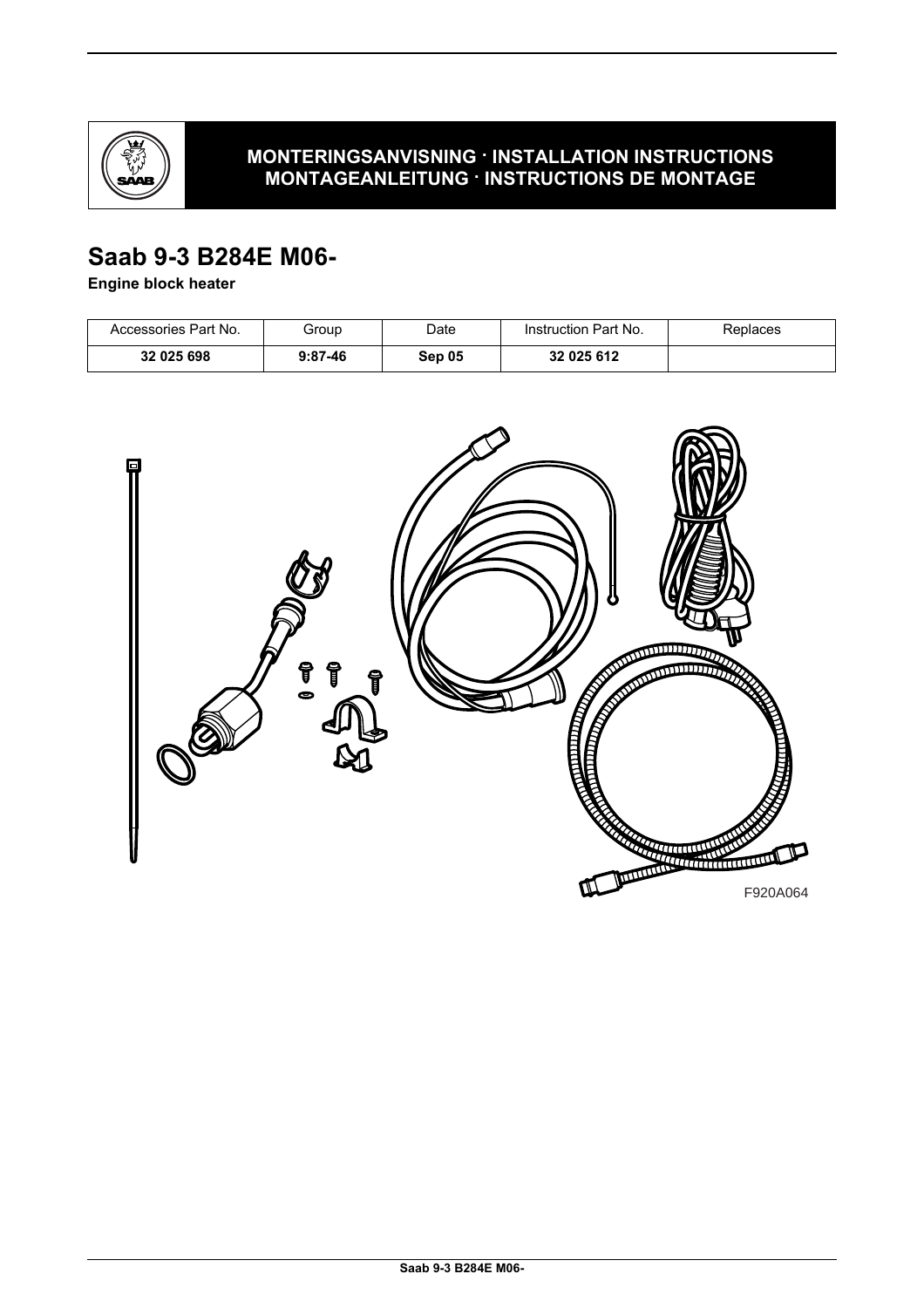**MONTERINGSANVISNING · INSTALLATION INSTRUCTIONS**
**MONTAGEANLEITUNG · INSTRUCTIONS DE MONTAGE**

# Saab 9-3 B284E M06-

**Engine block heater**

| Accessories Part No. | Group | Date | Instruction Part No. | Replaces |
|---|---|---|---|---|
| **32 025 698** | **9:87-46** | **Sep 05** | **32 025 612** | |

F920A064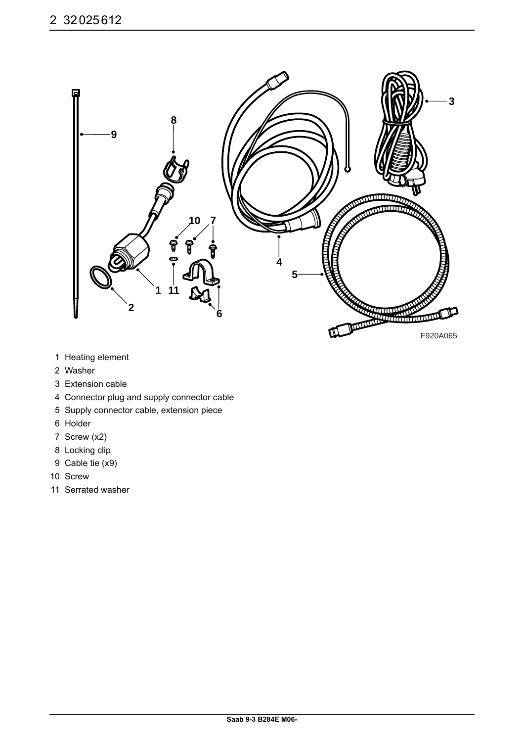1 Heating element
2 Washer
3 Extension cable
4 Connector plug and supply connector cable
5 Supply connector cable, extension piece
6 Holder
7 Screw (x2)
8 Locking clip
9 Cable tie (x9)
10 Screw
11 Serrated washer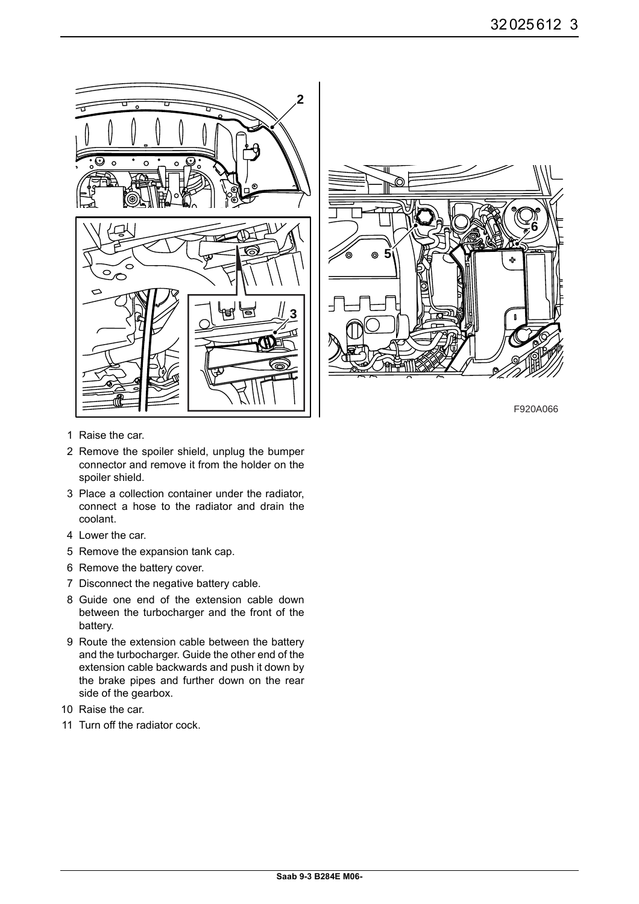F920A066

1. Raise the car.
2. Remove the spoiler shield, unplug the bumper connector and remove it from the holder on the spoiler shield.
3. Place a collection container under the radiator, connect a hose to the radiator and drain the coolant.
4. Lower the car.
5. Remove the expansion tank cap.
6. Remove the battery cover.
7. Disconnect the negative battery cable.
8. Guide one end of the extension cable down between the turbocharger and the front of the battery.
9. Route the extension cable between the battery and the turbocharger. Guide the other end of the extension cable backwards and push it down by the brake pipes and further down on the rear side of the gearbox.
10. Raise the car.
11. Turn off the radiator cock.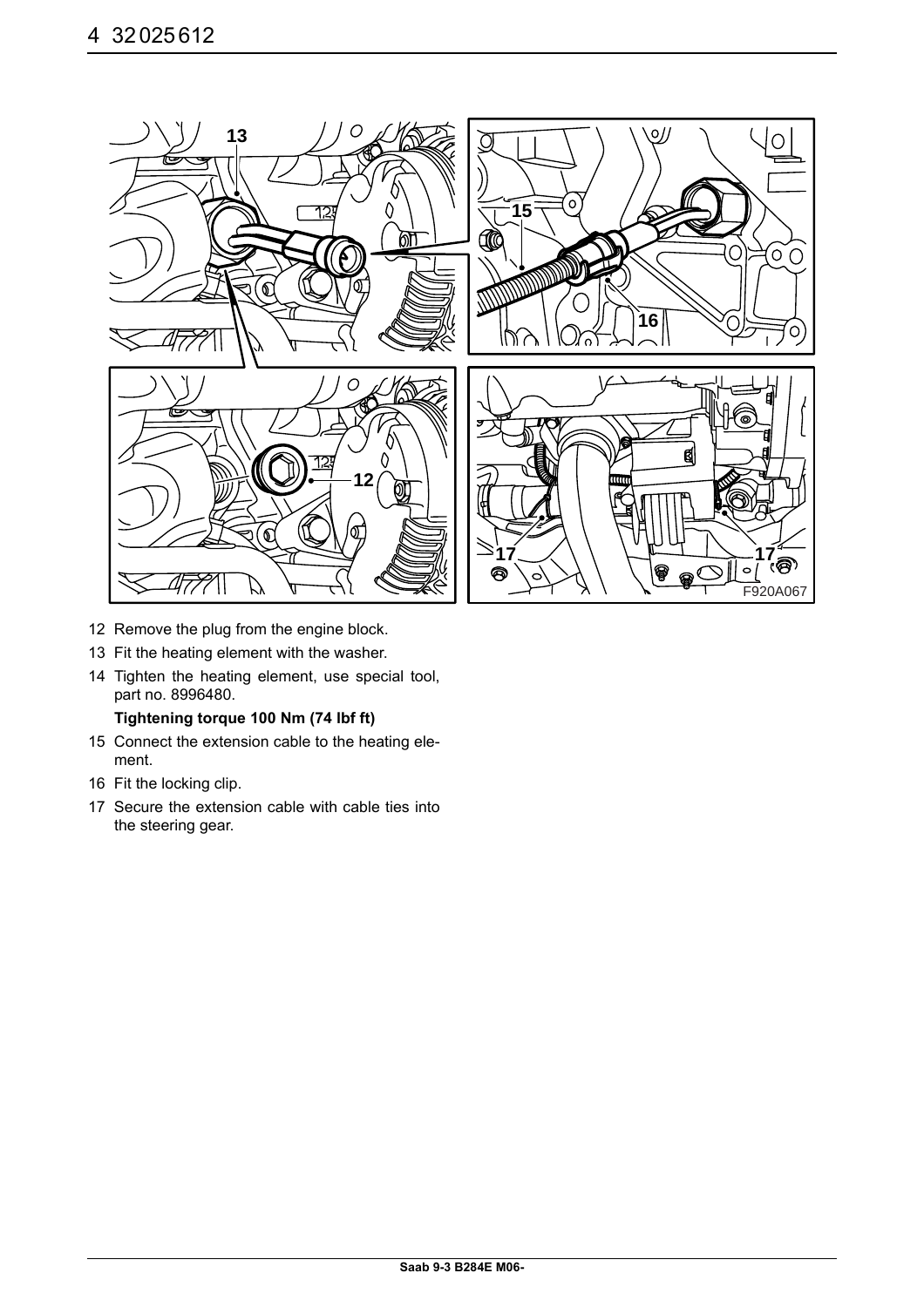12 Remove the plug from the engine block.
13 Fit the heating element with the washer.
14 Tighten the heating element, use special tool, part no. 8996480.

    **Tightening torque 100 Nm (74 lbf ft)**

15 Connect the extension cable to the heating element.
16 Fit the locking clip.
17 Secure the extension cable with cable ties into the steering gear.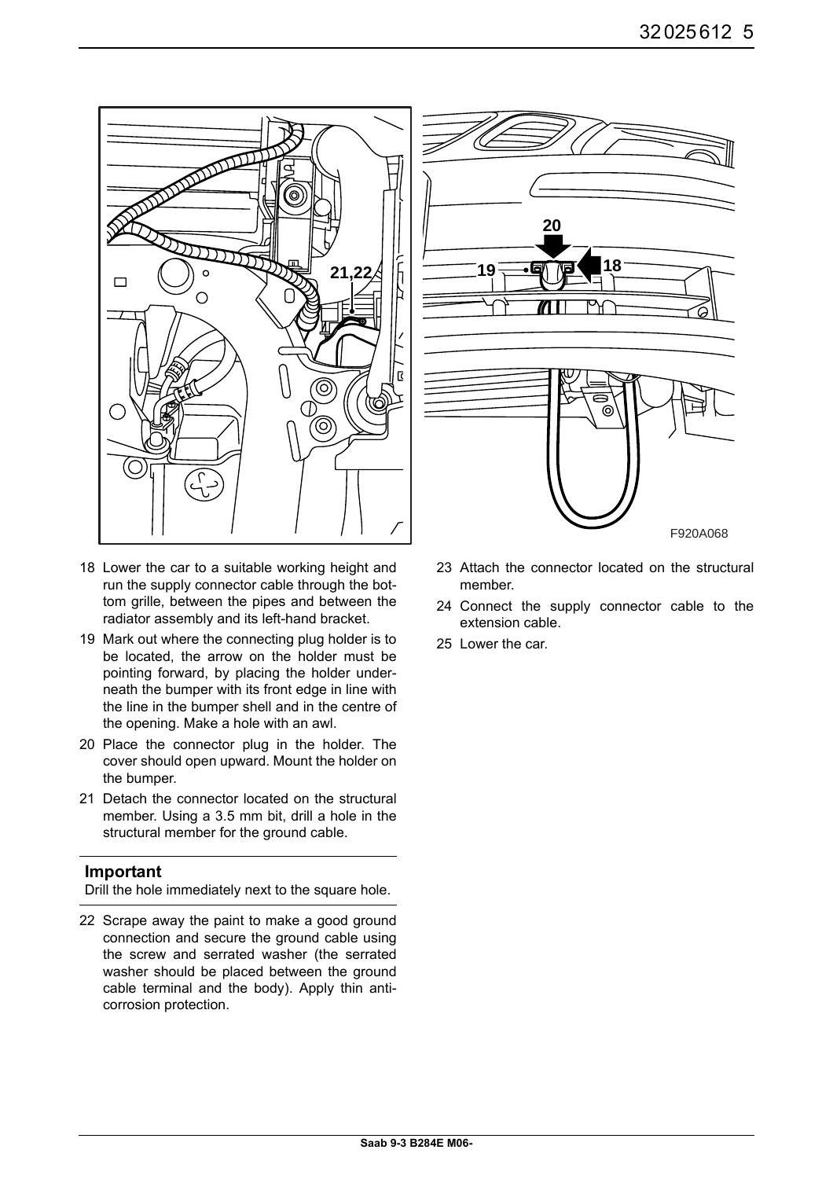18 Lower the car to a suitable working height and run the supply connector cable through the bottom grille, between the pipes and between the radiator assembly and its left-hand bracket.

19 Mark out where the connecting plug holder is to be located, the arrow on the holder must be pointing forward, by placing the holder underneath the bumper with its front edge in line with the line in the bumper shell and in the centre of the opening. Make a hole with an awl.

20 Place the connector plug in the holder. The cover should open upward. Mount the holder on the bumper.

21 Detach the connector located on the structural member. Using a 3.5 mm bit, drill a hole in the structural member for the ground cable.

### Important

Drill the hole immediately next to the square hole.

22 Scrape away the paint to make a good ground connection and secure the ground cable using the screw and serrated washer (the serrated washer should be placed between the ground cable terminal and the body). Apply thin anti-corrosion protection.

23 Attach the connector located on the structural member.

24 Connect the supply connector cable to the extension cable.

25 Lower the car.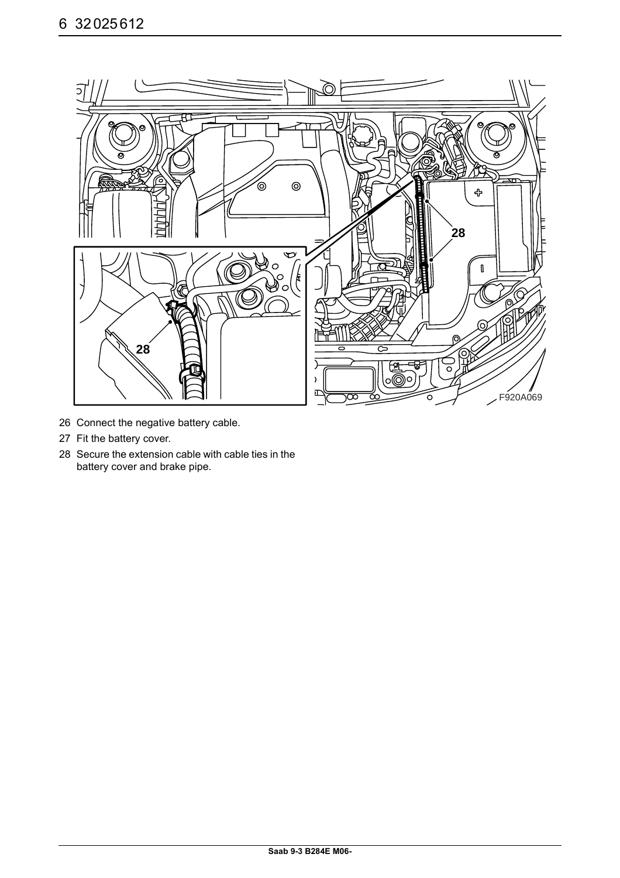26 Connect the negative battery cable.

27 Fit the battery cover.

28 Secure the extension cable with cable ties in the battery cover and brake pipe.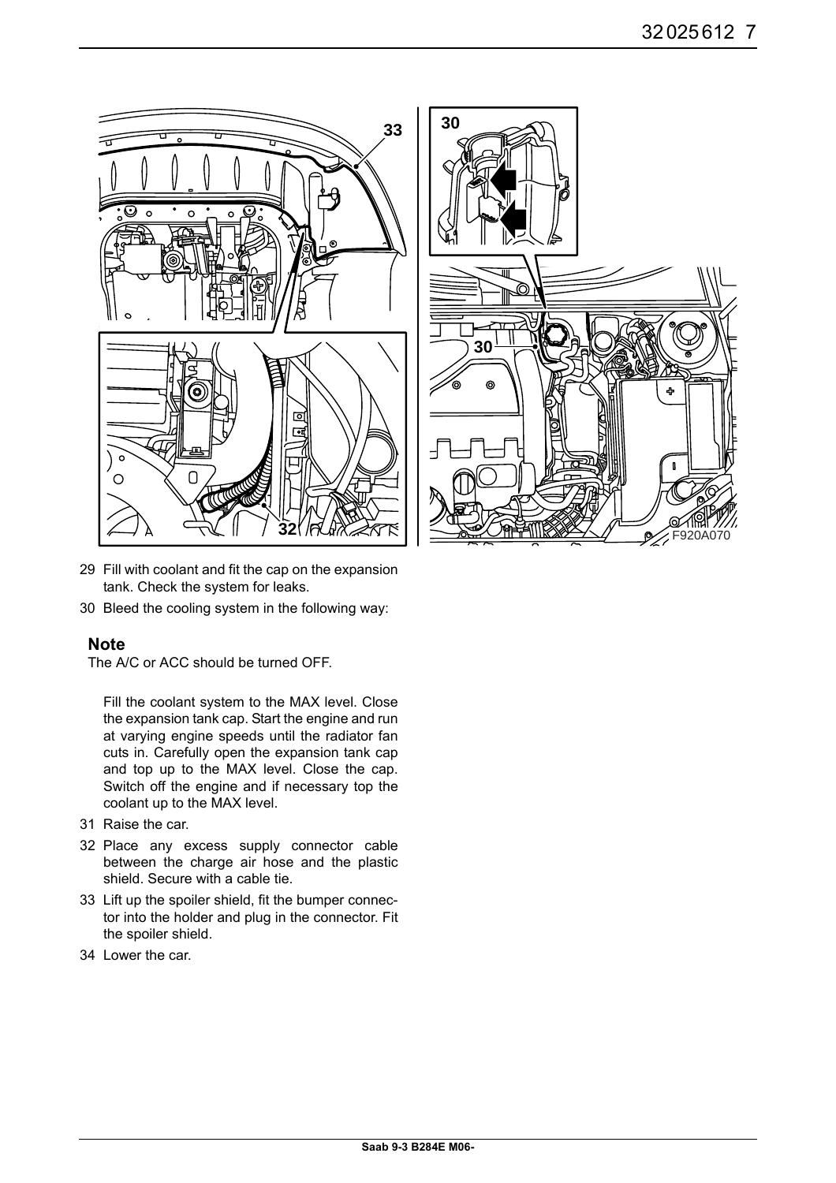29 Fill with coolant and fit the cap on the expansion tank. Check the system for leaks.

30 Bleed the cooling system in the following way:

**Note**

The A/C or ACC should be turned OFF.

Fill the coolant system to the MAX level. Close the expansion tank cap. Start the engine and run at varying engine speeds until the radiator fan cuts in. Carefully open the expansion tank cap and top up to the MAX level. Close the cap. Switch off the engine and if necessary top the coolant up to the MAX level.

31 Raise the car.

32 Place any excess supply connector cable between the charge air hose and the plastic shield. Secure with a cable tie.

33 Lift up the spoiler shield, fit the bumper connector into the holder and plug in the connector. Fit the spoiler shield.

34 Lower the car.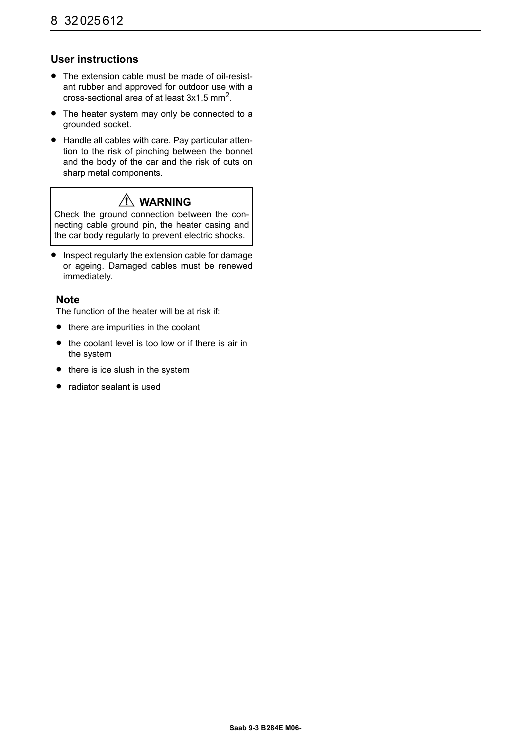## User instructions

- The extension cable must be made of oil-resistant rubber and approved for outdoor use with a cross-sectional area of at least 3x1.5 $mm^2$.
- The heater system may only be connected to a grounded socket.
- Handle all cables with care. Pay particular attention to the risk of pinching between the bonnet and the body of the car and the risk of cuts on sharp metal components.

> ⚠ **WARNING**
>
> Check the ground connection between the connecting cable ground pin, the heater casing and the car body regularly to prevent electric shocks.

- Inspect regularly the extension cable for damage or ageing. Damaged cables must be renewed immediately.

### Note

The function of the heater will be at risk if:

- there are impurities in the coolant
- the coolant level is too low or if there is air in the system
- there is ice slush in the system
- radiator sealant is used